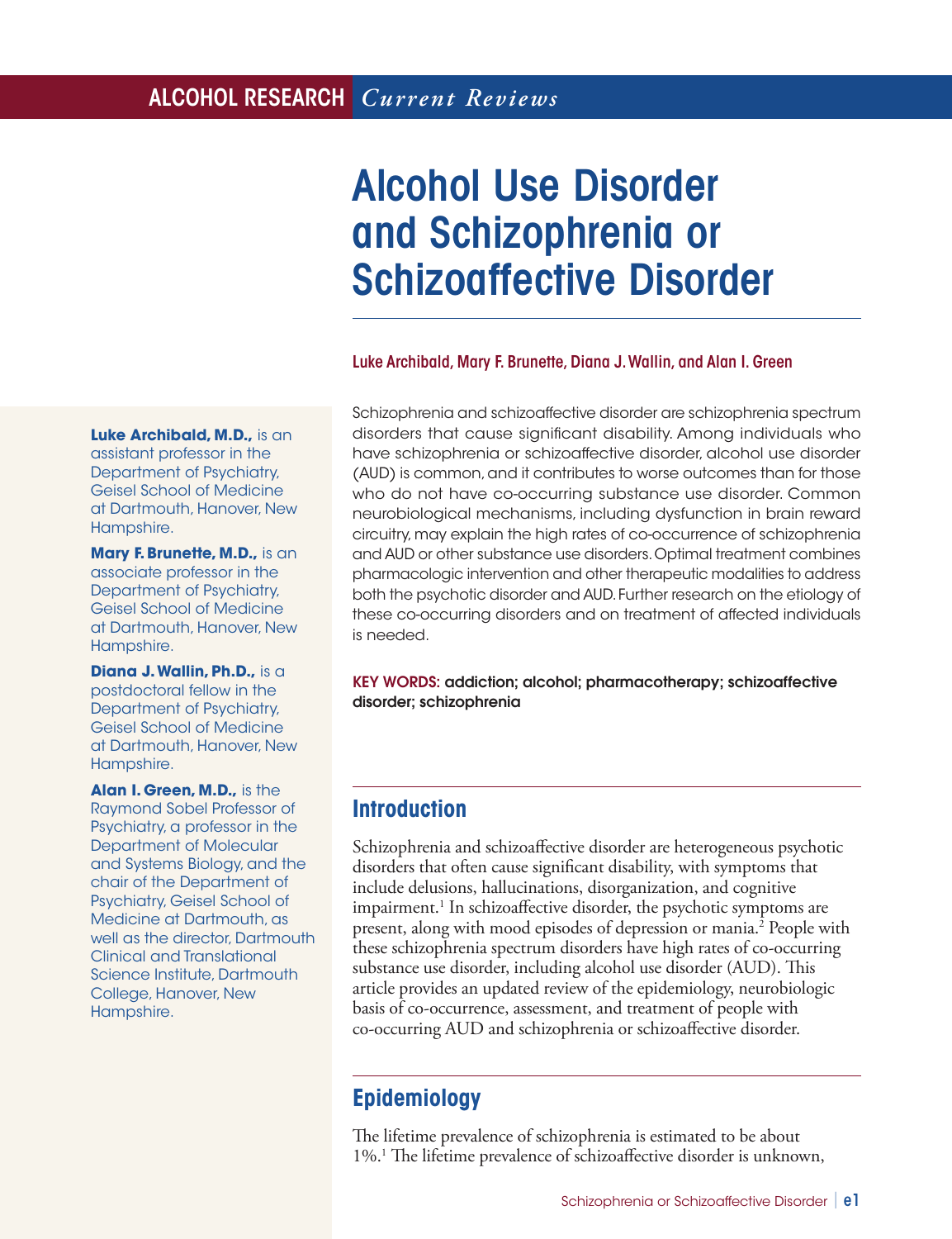# Alcohol Use Disorder and Schizophrenia or Schizoaffective Disorder

Luke Archibald, Mary F. Brunette, Diana J. Wallin, and Alan I. Green

**Luke Archibald, M.D.,** is an assistant professor in the Department of Psychiatry, Geisel School of Medicine at Dartmouth, Hanover, New Hampshire.

**Mary F. Brunette, M.D.,** is an associate professor in the Department of Psychiatry, Geisel School of Medicine at Dartmouth, Hanover, New Hampshire.

**Diana J. Wallin, Ph.D.,** is a postdoctoral fellow in the Department of Psychiatry, Geisel School of Medicine at Dartmouth, Hanover, New Hampshire.

**Alan I. Green, M.D.,** is the Raymond Sobel Professor of Psychiatry, a professor in the Department of Molecular and Systems Biology, and the chair of the Department of Psychiatry, Geisel School of Medicine at Dartmouth, as well as the director, Dartmouth Clinical and Translational Science Institute, Dartmouth College, Hanover, New Hampshire.

Schizophrenia and schizoaffective disorder are schizophrenia spectrum disorders that cause significant disability. Among individuals who have schizophrenia or schizoaffective disorder, alcohol use disorder (AUD) is common, and it contributes to worse outcomes than for those who do not have co-occurring substance use disorder. Common neurobiological mechanisms, including dysfunction in brain reward circuitry, may explain the high rates of co-occurrence of schizophrenia and AUD or other substance use disorders. Optimal treatment combines pharmacologic intervention and other therapeutic modalities to address both the psychotic disorder and AUD. Further research on the etiology of these co-occurring disorders and on treatment of affected individuals is needed.

**KEY WORDS:** addiction; alcohol; pharmacotherapy; schizoaffective disorder; schizophrenia

## Introduction

Schizophrenia and schizoaffective disorder are heterogeneous psychotic disorders that often cause significant disability, with symptoms that include delusions, hallucinations, disorganization, and cognitive impairment.[1] In schizoaffective disorder, the psychotic symptoms are present, along with mood episodes of depression or mania.[2] People with these schizophrenia spectrum disorders have high rates of co-occurring substance use disorder, including alcohol use disorder (AUD). This article provides an updated review of the epidemiology, neurobiologic basis of co-occurrence, assessment, and treatment of people with co-occurring AUD and schizophrenia or schizoaffective disorder.

## Epidemiology

The lifetime prevalence of schizophrenia is estimated to be about 1%.[1] The lifetime prevalence of schizoaffective disorder is unknown,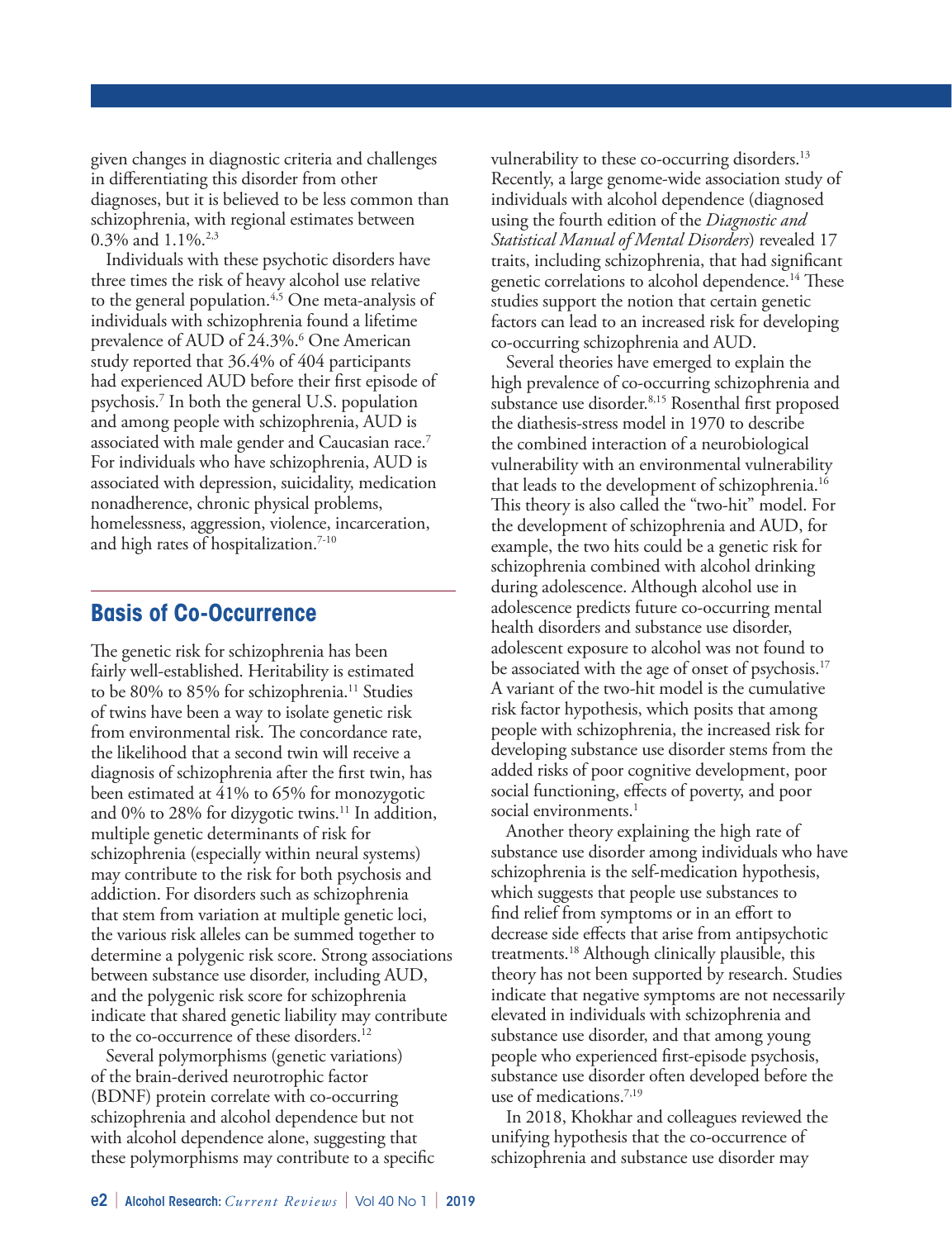given changes in diagnostic criteria and challenges in differentiating this disorder from other diagnoses, but it is believed to be less common than schizophrenia, with regional estimates between 0.3% and 1.1%.[2,3]

Individuals with these psychotic disorders have three times the risk of heavy alcohol use relative to the general population.[4,5] One meta-analysis of individuals with schizophrenia found a lifetime prevalence of AUD of 24.3%.[6] One American study reported that 36.4% of 404 participants had experienced AUD before their first episode of psychosis.[7] In both the general U.S. population and among people with schizophrenia, AUD is associated with male gender and Caucasian race.[7] For individuals who have schizophrenia, AUD is associated with depression, suicidality, medication nonadherence, chronic physical problems, homelessness, aggression, violence, incarceration, and high rates of hospitalization.[7-10]

## Basis of Co-Occurrence

The genetic risk for schizophrenia has been fairly well-established. Heritability is estimated to be 80% to 85% for schizophrenia.[11] Studies of twins have been a way to isolate genetic risk from environmental risk. The concordance rate, the likelihood that a second twin will receive a diagnosis of schizophrenia after the first twin, has been estimated at 41% to 65% for monozygotic and 0% to 28% for dizygotic twins.[11] In addition, multiple genetic determinants of risk for schizophrenia (especially within neural systems) may contribute to the risk for both psychosis and addiction. For disorders such as schizophrenia that stem from variation at multiple genetic loci, the various risk alleles can be summed together to determine a polygenic risk score. Strong associations between substance use disorder, including AUD, and the polygenic risk score for schizophrenia indicate that shared genetic liability may contribute to the co-occurrence of these disorders.[12]

Several polymorphisms (genetic variations) of the brain-derived neurotrophic factor (BDNF) protein correlate with co-occurring schizophrenia and alcohol dependence but not with alcohol dependence alone, suggesting that these polymorphisms may contribute to a specific vulnerability to these co-occurring disorders.[13] Recently, a large genome-wide association study of individuals with alcohol dependence (diagnosed using the fourth edition of the *Diagnostic and Statistical Manual of Mental Disorders*) revealed 17 traits, including schizophrenia, that had significant genetic correlations to alcohol dependence.[14] These studies support the notion that certain genetic factors can lead to an increased risk for developing co-occurring schizophrenia and AUD.

Several theories have emerged to explain the high prevalence of co-occurring schizophrenia and substance use disorder.[8,15] Rosenthal first proposed the diathesis-stress model in 1970 to describe the combined interaction of a neurobiological vulnerability with an environmental vulnerability that leads to the development of schizophrenia.[16] This theory is also called the "two-hit" model. For the development of schizophrenia and AUD, for example, the two hits could be a genetic risk for schizophrenia combined with alcohol drinking during adolescence. Although alcohol use in adolescence predicts future co-occurring mental health disorders and substance use disorder, adolescent exposure to alcohol was not found to be associated with the age of onset of psychosis.[17] A variant of the two-hit model is the cumulative risk factor hypothesis, which posits that among people with schizophrenia, the increased risk for developing substance use disorder stems from the added risks of poor cognitive development, poor social functioning, effects of poverty, and poor social environments.[1]

Another theory explaining the high rate of substance use disorder among individuals who have schizophrenia is the self-medication hypothesis, which suggests that people use substances to find relief from symptoms or in an effort to decrease side effects that arise from antipsychotic treatments.[18] Although clinically plausible, this theory has not been supported by research. Studies indicate that negative symptoms are not necessarily elevated in individuals with schizophrenia and substance use disorder, and that among young people who experienced first-episode psychosis, substance use disorder often developed before the use of medications.[7,19]

In 2018, Khokhar and colleagues reviewed the unifying hypothesis that the co-occurrence of schizophrenia and substance use disorder may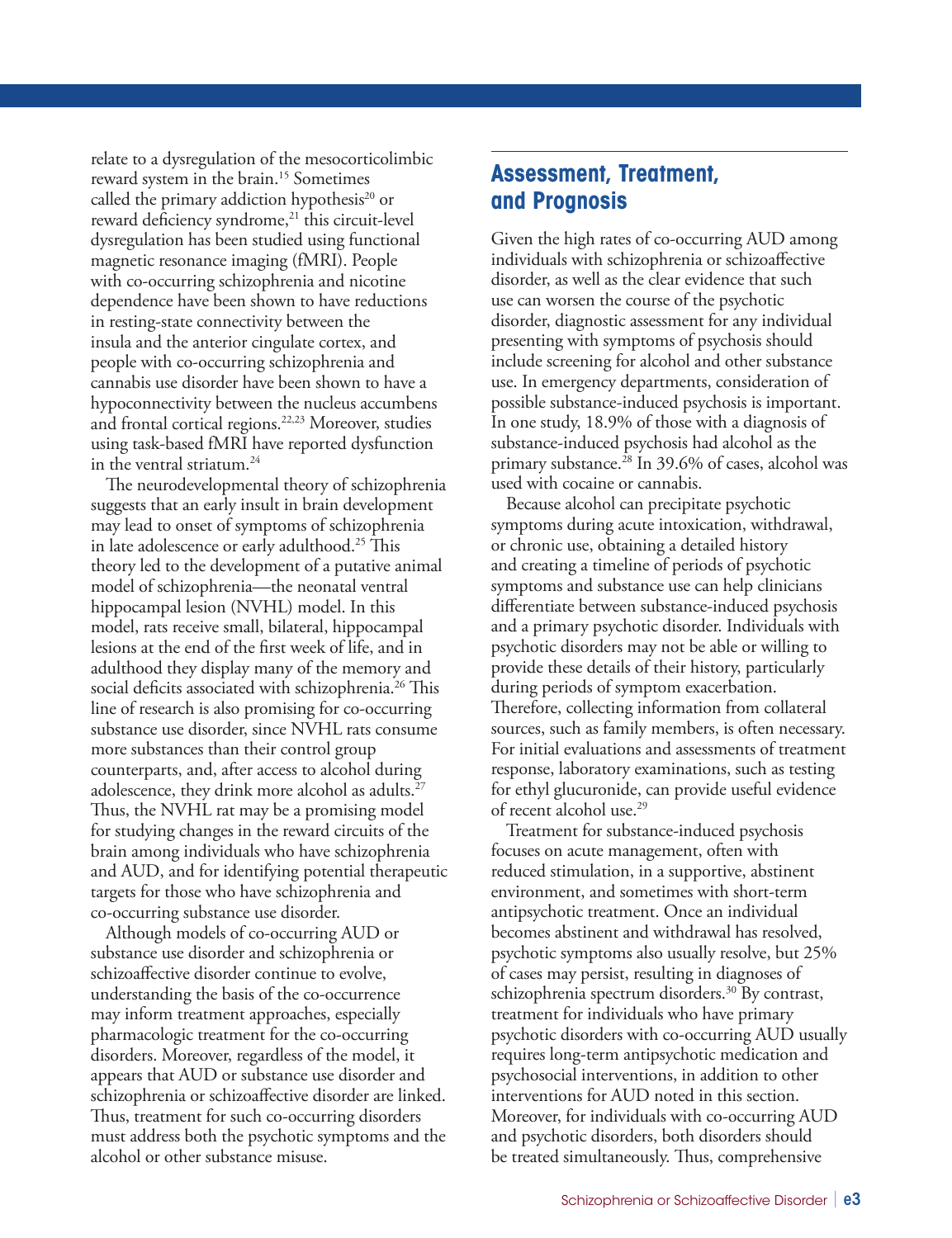relate to a dysregulation of the mesocorticolimbic reward system in the brain.[15] Sometimes called the primary addiction hypothesis[20] or reward deficiency syndrome,[21] this circuit-level dysregulation has been studied using functional magnetic resonance imaging (fMRI). People with co-occurring schizophrenia and nicotine dependence have been shown to have reductions in resting-state connectivity between the insula and the anterior cingulate cortex, and people with co-occurring schizophrenia and cannabis use disorder have been shown to have a hypoconnectivity between the nucleus accumbens and frontal cortical regions.[22,23] Moreover, studies using task-based fMRI have reported dysfunction in the ventral striatum.[24]

The neurodevelopmental theory of schizophrenia suggests that an early insult in brain development may lead to onset of symptoms of schizophrenia in late adolescence or early adulthood.[25] This theory led to the development of a putative animal model of schizophrenia—the neonatal ventral hippocampal lesion (NVHL) model. In this model, rats receive small, bilateral, hippocampal lesions at the end of the first week of life, and in adulthood they display many of the memory and social deficits associated with schizophrenia.[26] This line of research is also promising for co-occurring substance use disorder, since NVHL rats consume more substances than their control group counterparts, and, after access to alcohol during adolescence, they drink more alcohol as adults.[27] Thus, the NVHL rat may be a promising model for studying changes in the reward circuits of the brain among individuals who have schizophrenia and AUD, and for identifying potential therapeutic targets for those who have schizophrenia and co-occurring substance use disorder.

Although models of co-occurring AUD or substance use disorder and schizophrenia or schizoaffective disorder continue to evolve, understanding the basis of the co-occurrence may inform treatment approaches, especially pharmacologic treatment for the co-occurring disorders. Moreover, regardless of the model, it appears that AUD or substance use disorder and schizophrenia or schizoaffective disorder are linked. Thus, treatment for such co-occurring disorders must address both the psychotic symptoms and the alcohol or other substance misuse.

## Assessment, Treatment, and Prognosis

Given the high rates of co-occurring AUD among individuals with schizophrenia or schizoaffective disorder, as well as the clear evidence that such use can worsen the course of the psychotic disorder, diagnostic assessment for any individual presenting with symptoms of psychosis should include screening for alcohol and other substance use. In emergency departments, consideration of possible substance-induced psychosis is important. In one study, 18.9% of those with a diagnosis of substance-induced psychosis had alcohol as the primary substance.[28] In 39.6% of cases, alcohol was used with cocaine or cannabis.

Because alcohol can precipitate psychotic symptoms during acute intoxication, withdrawal, or chronic use, obtaining a detailed history and creating a timeline of periods of psychotic symptoms and substance use can help clinicians differentiate between substance-induced psychosis and a primary psychotic disorder. Individuals with psychotic disorders may not be able or willing to provide these details of their history, particularly during periods of symptom exacerbation. Therefore, collecting information from collateral sources, such as family members, is often necessary. For initial evaluations and assessments of treatment response, laboratory examinations, such as testing for ethyl glucuronide, can provide useful evidence of recent alcohol use.[29]

Treatment for substance-induced psychosis focuses on acute management, often with reduced stimulation, in a supportive, abstinent environment, and sometimes with short-term antipsychotic treatment. Once an individual becomes abstinent and withdrawal has resolved, psychotic symptoms also usually resolve, but 25% of cases may persist, resulting in diagnoses of schizophrenia spectrum disorders.[30] By contrast, treatment for individuals who have primary psychotic disorders with co-occurring AUD usually requires long-term antipsychotic medication and psychosocial interventions, in addition to other interventions for AUD noted in this section. Moreover, for individuals with co-occurring AUD and psychotic disorders, both disorders should be treated simultaneously. Thus, comprehensive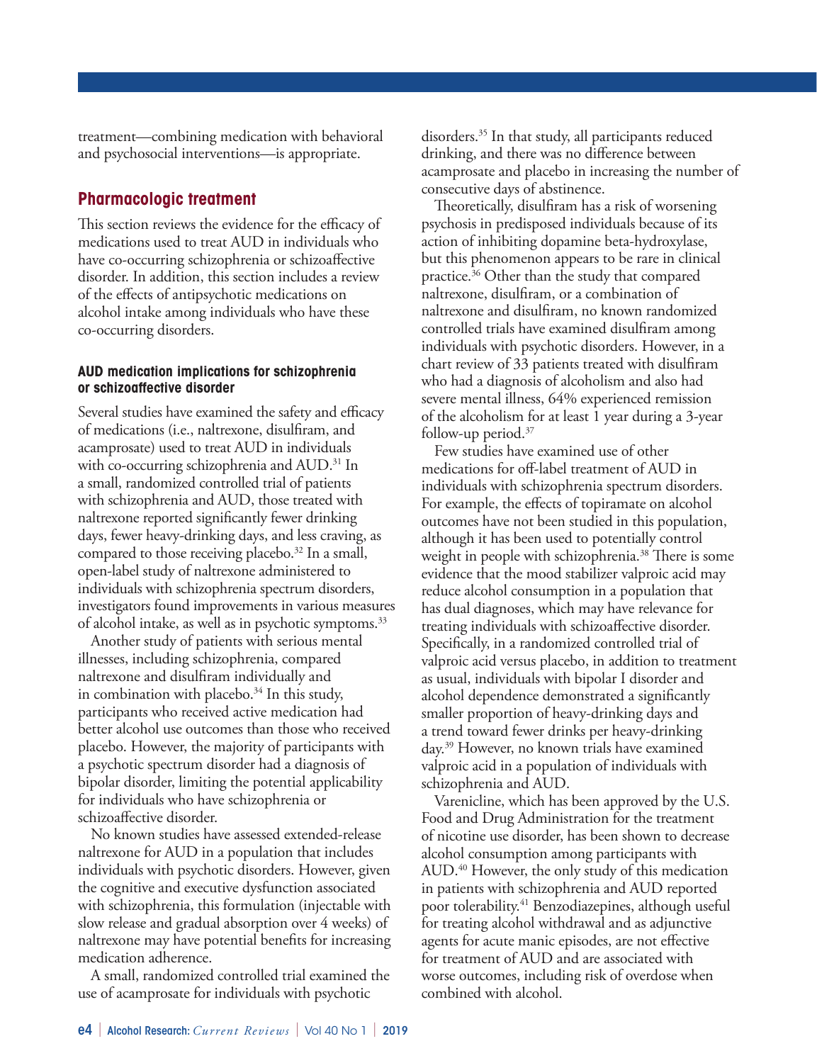treatment—combining medication with behavioral and psychosocial interventions—is appropriate.

## Pharmacologic treatment

This section reviews the evidence for the efficacy of medications used to treat AUD in individuals who have co-occurring schizophrenia or schizoaffective disorder. In addition, this section includes a review of the effects of antipsychotic medications on alcohol intake among individuals who have these co-occurring disorders.

### AUD medication implications for schizophrenia or schizoaffective disorder

Several studies have examined the safety and efficacy of medications (i.e., naltrexone, disulfiram, and acamprosate) used to treat AUD in individuals with co-occurring schizophrenia and AUD.[31] In a small, randomized controlled trial of patients with schizophrenia and AUD, those treated with naltrexone reported significantly fewer drinking days, fewer heavy-drinking days, and less craving, as compared to those receiving placebo.[32] In a small, open-label study of naltrexone administered to individuals with schizophrenia spectrum disorders, investigators found improvements in various measures of alcohol intake, as well as in psychotic symptoms.[33]

Another study of patients with serious mental illnesses, including schizophrenia, compared naltrexone and disulfiram individually and in combination with placebo.[34] In this study, participants who received active medication had better alcohol use outcomes than those who received placebo. However, the majority of participants with a psychotic spectrum disorder had a diagnosis of bipolar disorder, limiting the potential applicability for individuals who have schizophrenia or schizoaffective disorder.

No known studies have assessed extended-release naltrexone for AUD in a population that includes individuals with psychotic disorders. However, given the cognitive and executive dysfunction associated with schizophrenia, this formulation (injectable with slow release and gradual absorption over 4 weeks) of naltrexone may have potential benefits for increasing medication adherence.

A small, randomized controlled trial examined the use of acamprosate for individuals with psychotic disorders.[35] In that study, all participants reduced drinking, and there was no difference between acamprosate and placebo in increasing the number of consecutive days of abstinence.

Theoretically, disulfiram has a risk of worsening psychosis in predisposed individuals because of its action of inhibiting dopamine beta-hydroxylase, but this phenomenon appears to be rare in clinical practice.[36] Other than the study that compared naltrexone, disulfiram, or a combination of naltrexone and disulfiram, no known randomized controlled trials have examined disulfiram among individuals with psychotic disorders. However, in a chart review of 33 patients treated with disulfiram who had a diagnosis of alcoholism and also had severe mental illness, 64% experienced remission of the alcoholism for at least 1 year during a 3-year follow-up period.[37]

Few studies have examined use of other medications for off-label treatment of AUD in individuals with schizophrenia spectrum disorders. For example, the effects of topiramate on alcohol outcomes have not been studied in this population, although it has been used to potentially control weight in people with schizophrenia.[38] There is some evidence that the mood stabilizer valproic acid may reduce alcohol consumption in a population that has dual diagnoses, which may have relevance for treating individuals with schizoaffective disorder. Specifically, in a randomized controlled trial of valproic acid versus placebo, in addition to treatment as usual, individuals with bipolar I disorder and alcohol dependence demonstrated a significantly smaller proportion of heavy-drinking days and a trend toward fewer drinks per heavy-drinking day.[39] However, no known trials have examined valproic acid in a population of individuals with schizophrenia and AUD.

Varenicline, which has been approved by the U.S. Food and Drug Administration for the treatment of nicotine use disorder, has been shown to decrease alcohol consumption among participants with AUD.[40] However, the only study of this medication in patients with schizophrenia and AUD reported poor tolerability.[41] Benzodiazepines, although useful for treating alcohol withdrawal and as adjunctive agents for acute manic episodes, are not effective for treatment of AUD and are associated with worse outcomes, including risk of overdose when combined with alcohol.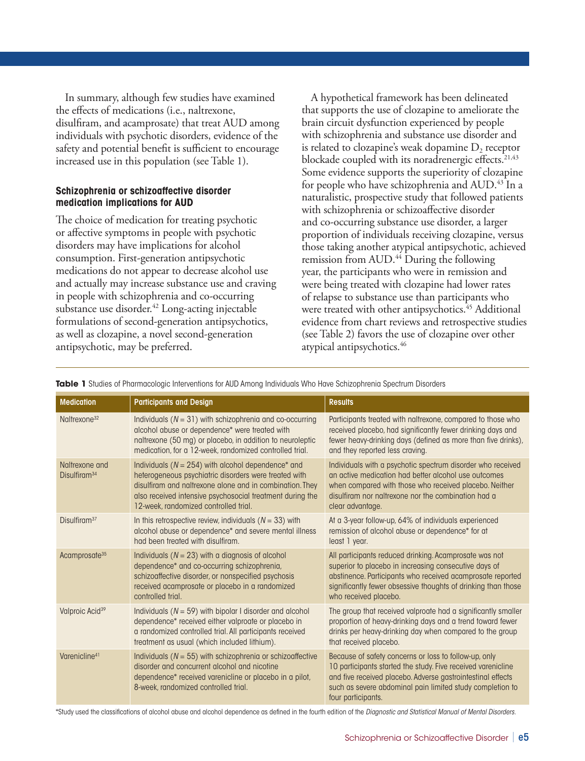In summary, although few studies have examined the effects of medications (i.e., naltrexone, disulfiram, and acamprosate) that treat AUD among individuals with psychotic disorders, evidence of the safety and potential benefit is sufficient to encourage increased use in this population (see Table 1).

### Schizophrenia or schizoaffective disorder medication implications for AUD

The choice of medication for treating psychotic or affective symptoms in people with psychotic disorders may have implications for alcohol consumption. First-generation antipsychotic medications do not appear to decrease alcohol use and actually may increase substance use and craving in people with schizophrenia and co-occurring substance use disorder.[42] Long-acting injectable formulations of second-generation antipsychotics, as well as clozapine, a novel second-generation antipsychotic, may be preferred.

A hypothetical framework has been delineated that supports the use of clozapine to ameliorate the brain circuit dysfunction experienced by people with schizophrenia and substance use disorder and is related to clozapine's weak dopamine $D_2$ receptor blockade coupled with its noradrenergic effects.[21,43] Some evidence supports the superiority of clozapine for people who have schizophrenia and AUD.[43] In a naturalistic, prospective study that followed patients with schizophrenia or schizoaffective disorder and co-occurring substance use disorder, a larger proportion of individuals receiving clozapine, versus those taking another atypical antipsychotic, achieved remission from AUD.[44] During the following year, the participants who were in remission and were being treated with clozapine had lower rates of relapse to substance use than participants who were treated with other antipsychotics.[45] Additional evidence from chart reviews and retrospective studies (see Table 2) favors the use of clozapine over other atypical antipsychotics.[46]

**Table 1** Studies of Pharmacologic Interventions for AUD Among Individuals Who Have Schizophrenia Spectrum Disorders

| Medication | Participants and Design | Results |
|---|---|---|
| Naltrexone[32] | Individuals (*N* = 31) with schizophrenia and co-occurring alcohol abuse or dependence* were treated with naltrexone (50 mg) or placebo, in addition to neuroleptic medication, for a 12-week, randomized controlled trial. | Participants treated with naltrexone, compared to those who received placebo, had significantly fewer drinking days and fewer heavy-drinking days (defined as more than five drinks), and they reported less craving. |
| Naltrexone and Disulfiram[34] | Individuals (*N* = 254) with alcohol dependence* and heterogeneous psychiatric disorders were treated with disulfiram and naltrexone alone and in combination. They also received intensive psychosocial treatment during the 12-week, randomized controlled trial. | Individuals with a psychotic spectrum disorder who received an active medication had better alcohol use outcomes when compared with those who received placebo. Neither disulfiram nor naltrexone nor the combination had a clear advantage. |
| Disulfiram[37] | In this retrospective review, individuals (*N* = 33) with alcohol abuse or dependence* and severe mental illness had been treated with disulfiram. | At a 3-year follow-up, 64% of individuals experienced remission of alcohol abuse or dependence* for at least 1 year. |
| Acamprosate[35] | Individuals (*N* = 23) with a diagnosis of alcohol dependence* and co-occurring schizophrenia, schizoaffective disorder, or nonspecified psychosis received acamprosate or placebo in a randomized controlled trial. | All participants reduced drinking. Acamprosate was not superior to placebo in increasing consecutive days of abstinence. Participants who received acamprosate reported significantly fewer obsessive thoughts of drinking than those who received placebo. |
| Valproic Acid[39] | Individuals (*N* = 59) with bipolar I disorder and alcohol dependence* received either valproate or placebo in a randomized controlled trial. All participants received treatment as usual (which included lithium). | The group that received valproate had a significantly smaller proportion of heavy-drinking days and a trend toward fewer drinks per heavy-drinking day when compared to the group that received placebo. |
| Varenicline[41] | Individuals (*N* = 55) with schizophrenia or schizoaffective disorder and concurrent alcohol and nicotine dependence* received varenicline or placebo in a pilot, 8-week, randomized controlled trial. | Because of safety concerns or loss to follow-up, only 10 participants started the study. Five received varenicline and five received placebo. Adverse gastrointestinal effects such as severe abdominal pain limited study completion to four participants. |

*Study used the classifications of alcohol abuse and alcohol dependence as defined in the fourth edition of the *Diagnostic and Statistical Manual of Mental Disorders*.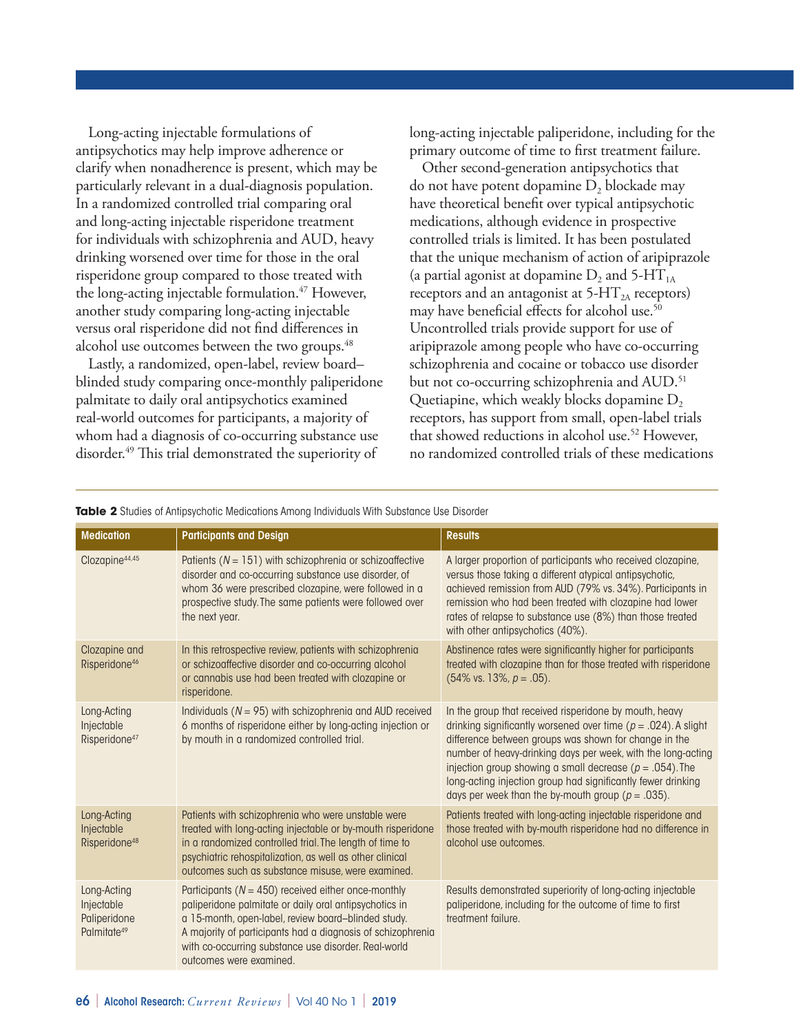Long-acting injectable formulations of antipsychotics may help improve adherence or clarify when nonadherence is present, which may be particularly relevant in a dual-diagnosis population. In a randomized controlled trial comparing oral and long-acting injectable risperidone treatment for individuals with schizophrenia and AUD, heavy drinking worsened over time for those in the oral risperidone group compared to those treated with the long-acting injectable formulation.[47] However, another study comparing long-acting injectable versus oral risperidone did not find differences in alcohol use outcomes between the two groups.[48]

Lastly, a randomized, open-label, review board–blinded study comparing once-monthly paliperidone palmitate to daily oral antipsychotics examined real-world outcomes for participants, a majority of whom had a diagnosis of co-occurring substance use disorder.[49] This trial demonstrated the superiority of long-acting injectable paliperidone, including for the primary outcome of time to first treatment failure.

Other second-generation antipsychotics that do not have potent dopamine $D_2$ blockade may have theoretical benefit over typical antipsychotic medications, although evidence in prospective controlled trials is limited. It has been postulated that the unique mechanism of action of aripiprazole (a partial agonist at dopamine $D_2$ and 5-$HT_{1A}$ receptors and an antagonist at 5-$HT_{2A}$ receptors) may have beneficial effects for alcohol use.[50] Uncontrolled trials provide support for use of aripiprazole among people who have co-occurring schizophrenia and cocaine or tobacco use disorder but not co-occurring schizophrenia and AUD.[51] Quetiapine, which weakly blocks dopamine $D_2$ receptors, has support from small, open-label trials that showed reductions in alcohol use.[52] However, no randomized controlled trials of these medications

**Table 2** Studies of Antipsychotic Medications Among Individuals With Substance Use Disorder

| Medication | Participants and Design | Results |
|---|---|---|
| Clozapine[44,45] | Patients ($N$ = 151) with schizophrenia or schizoaffective disorder and co-occurring substance use disorder, of whom 36 were prescribed clozapine, were followed in a prospective study. The same patients were followed over the next year. | A larger proportion of participants who received clozapine, versus those taking a different atypical antipsychotic, achieved remission from AUD (79% vs. 34%). Participants in remission who had been treated with clozapine had lower rates of relapse to substance use (8%) than those treated with other antipsychotics (40%). |
| Clozapine and Risperidone[46] | In this retrospective review, patients with schizophrenia or schizoaffective disorder and co-occurring alcohol or cannabis use had been treated with clozapine or risperidone. | Abstinence rates were significantly higher for participants treated with clozapine than for those treated with risperidone (54% vs. 13%, $p$ = .05). |
| Long-Acting Injectable Risperidone[47] | Individuals ($N$ = 95) with schizophrenia and AUD received 6 months of risperidone either by long-acting injection or by mouth in a randomized controlled trial. | In the group that received risperidone by mouth, heavy drinking significantly worsened over time ($p$ = .024). A slight difference between groups was shown for change in the number of heavy-drinking days per week, with the long-acting injection group showing a small decrease ($p$ = .054). The long-acting injection group had significantly fewer drinking days per week than the by-mouth group ($p$ = .035). |
| Long-Acting Injectable Risperidone[48] | Patients with schizophrenia who were unstable were treated with long-acting injectable or by-mouth risperidone in a randomized controlled trial. The length of time to psychiatric rehospitalization, as well as other clinical outcomes such as substance misuse, were examined. | Patients treated with long-acting injectable risperidone and those treated with by-mouth risperidone had no difference in alcohol use outcomes. |
| Long-Acting Injectable Paliperidone Palmitate[49] | Participants ($N$ = 450) received either once-monthly paliperidone palmitate or daily oral antipsychotics in a 15-month, open-label, review board–blinded study. A majority of participants had a diagnosis of schizophrenia with co-occurring substance use disorder. Real-world outcomes were examined. | Results demonstrated superiority of long-acting injectable paliperidone, including for the outcome of time to first treatment failure. |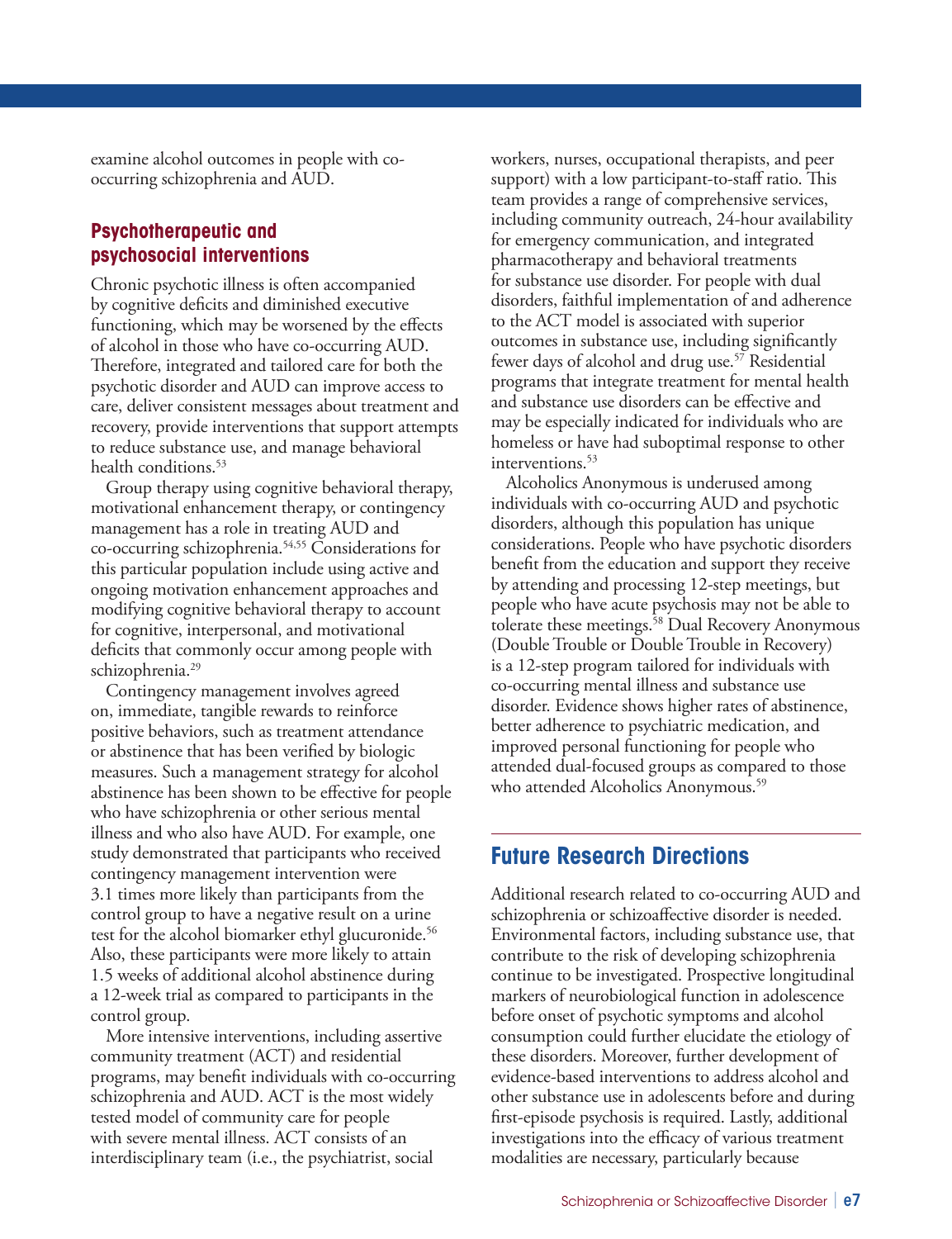examine alcohol outcomes in people with co-occurring schizophrenia and AUD.

### Psychotherapeutic and psychosocial interventions

Chronic psychotic illness is often accompanied by cognitive deficits and diminished executive functioning, which may be worsened by the effects of alcohol in those who have co-occurring AUD. Therefore, integrated and tailored care for both the psychotic disorder and AUD can improve access to care, deliver consistent messages about treatment and recovery, provide interventions that support attempts to reduce substance use, and manage behavioral health conditions.[53]

Group therapy using cognitive behavioral therapy, motivational enhancement therapy, or contingency management has a role in treating AUD and co-occurring schizophrenia.[54,55] Considerations for this particular population include using active and ongoing motivation enhancement approaches and modifying cognitive behavioral therapy to account for cognitive, interpersonal, and motivational deficits that commonly occur among people with schizophrenia.[29]

Contingency management involves agreed on, immediate, tangible rewards to reinforce positive behaviors, such as treatment attendance or abstinence that has been verified by biologic measures. Such a management strategy for alcohol abstinence has been shown to be effective for people who have schizophrenia or other serious mental illness and who also have AUD. For example, one study demonstrated that participants who received contingency management intervention were 3.1 times more likely than participants from the control group to have a negative result on a urine test for the alcohol biomarker ethyl glucuronide.[56] Also, these participants were more likely to attain 1.5 weeks of additional alcohol abstinence during a 12-week trial as compared to participants in the control group.

More intensive interventions, including assertive community treatment (ACT) and residential programs, may benefit individuals with co-occurring schizophrenia and AUD. ACT is the most widely tested model of community care for people with severe mental illness. ACT consists of an interdisciplinary team (i.e., the psychiatrist, social workers, nurses, occupational therapists, and peer support) with a low participant-to-staff ratio. This team provides a range of comprehensive services, including community outreach, 24-hour availability for emergency communication, and integrated pharmacotherapy and behavioral treatments for substance use disorder. For people with dual disorders, faithful implementation of and adherence to the ACT model is associated with superior outcomes in substance use, including significantly fewer days of alcohol and drug use.[57] Residential programs that integrate treatment for mental health and substance use disorders can be effective and may be especially indicated for individuals who are homeless or have had suboptimal response to other interventions.[53]

Alcoholics Anonymous is underused among individuals with co-occurring AUD and psychotic disorders, although this population has unique considerations. People who have psychotic disorders benefit from the education and support they receive by attending and processing 12-step meetings, but people who have acute psychosis may not be able to tolerate these meetings.[58] Dual Recovery Anonymous (Double Trouble or Double Trouble in Recovery) is a 12-step program tailored for individuals with co-occurring mental illness and substance use disorder. Evidence shows higher rates of abstinence, better adherence to psychiatric medication, and improved personal functioning for people who attended dual-focused groups as compared to those who attended Alcoholics Anonymous.[59]

## Future Research Directions

Additional research related to co-occurring AUD and schizophrenia or schizoaffective disorder is needed. Environmental factors, including substance use, that contribute to the risk of developing schizophrenia continue to be investigated. Prospective longitudinal markers of neurobiological function in adolescence before onset of psychotic symptoms and alcohol consumption could further elucidate the etiology of these disorders. Moreover, further development of evidence-based interventions to address alcohol and other substance use in adolescents before and during first-episode psychosis is required. Lastly, additional investigations into the efficacy of various treatment modalities are necessary, particularly because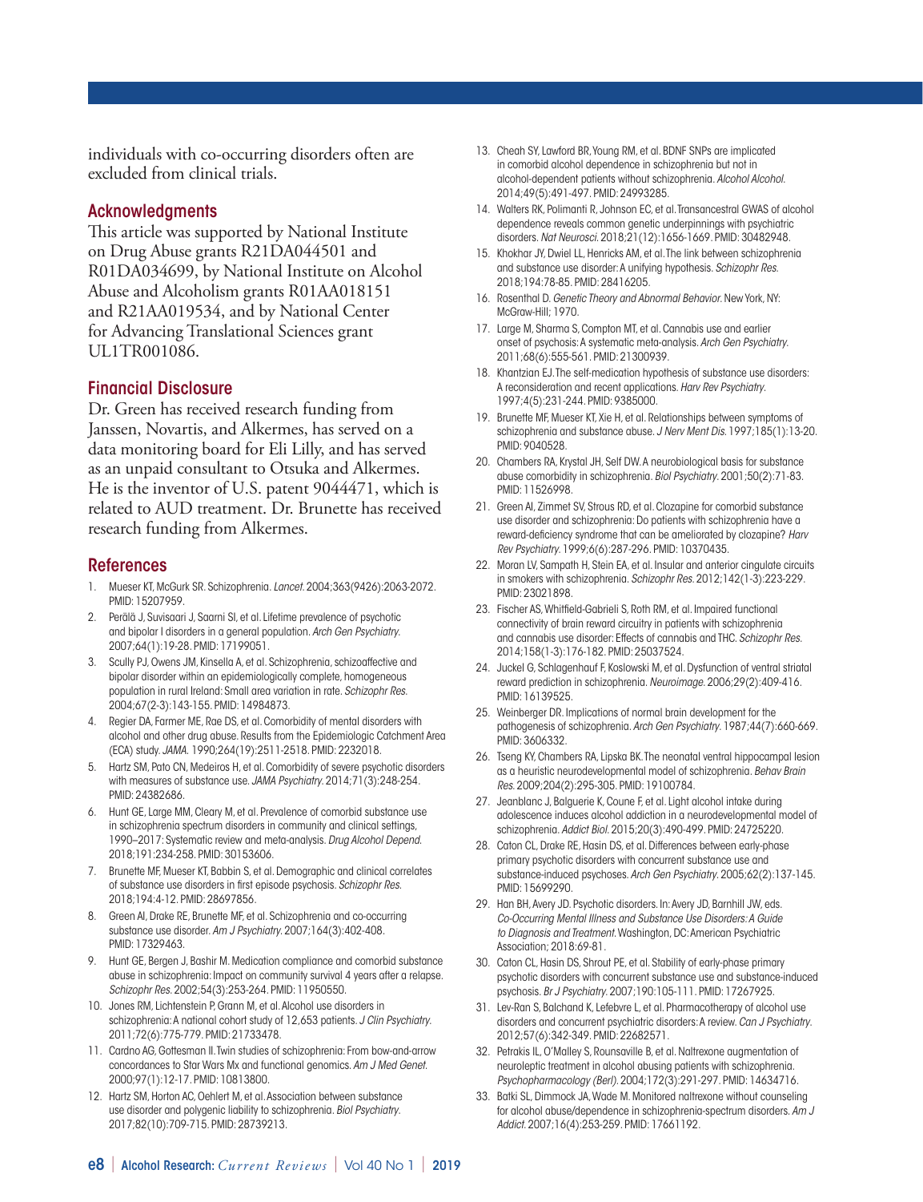individuals with co-occurring disorders often are excluded from clinical trials.

## Acknowledgments

This article was supported by National Institute on Drug Abuse grants R21DA044501 and R01DA034699, by National Institute on Alcohol Abuse and Alcoholism grants R01AA018151 and R21AA019534, and by National Center for Advancing Translational Sciences grant UL1TR001086.

## Financial Disclosure

Dr. Green has received research funding from Janssen, Novartis, and Alkermes, has served on a data monitoring board for Eli Lilly, and has served as an unpaid consultant to Otsuka and Alkermes. He is the inventor of U.S. patent 9044471, which is related to AUD treatment. Dr. Brunette has received research funding from Alkermes.

## References

1. Mueser KT, McGurk SR. Schizophrenia. *Lancet.* 2004;363(9426):2063-2072. PMID: 15207959.
2. Perälä J, Suvisaari J, Saarni SI, et al. Lifetime prevalence of psychotic and bipolar I disorders in a general population. *Arch Gen Psychiatry.* 2007;64(1):19-28. PMID: 17199051.
3. Scully PJ, Owens JM, Kinsella A, et al. Schizophrenia, schizoaffective and bipolar disorder within an epidemiologically complete, homogeneous population in rural Ireland: Small area variation in rate. *Schizophr Res.* 2004;67(2-3):143-155. PMID: 14984873.
4. Regier DA, Farmer ME, Rae DS, et al. Comorbidity of mental disorders with alcohol and other drug abuse. Results from the Epidemiologic Catchment Area (ECA) study. *JAMA.* 1990;264(19):2511-2518. PMID: 2232018.
5. Hartz SM, Pato CN, Medeiros H, et al. Comorbidity of severe psychotic disorders with measures of substance use. *JAMA Psychiatry.* 2014;71(3):248-254. PMID: 24382686.
6. Hunt GE, Large MM, Cleary M, et al. Prevalence of comorbid substance use in schizophrenia spectrum disorders in community and clinical settings, 1990–2017: Systematic review and meta-analysis. *Drug Alcohol Depend.* 2018;191:234-258. PMID: 30153606.
7. Brunette MF, Mueser KT, Babbin S, et al. Demographic and clinical correlates of substance use disorders in first episode psychosis. *Schizophr Res.* 2018;194:4-12. PMID: 28697856.
8. Green AI, Drake RE, Brunette MF, et al. Schizophrenia and co-occurring substance use disorder. *Am J Psychiatry.* 2007;164(3):402-408. PMID: 17329463.
9. Hunt GE, Bergen J, Bashir M. Medication compliance and comorbid substance abuse in schizophrenia: Impact on community survival 4 years after a relapse. *Schizophr Res.* 2002;54(3):253-264. PMID: 11950550.
10. Jones RM, Lichtenstein P, Grann M, et al. Alcohol use disorders in schizophrenia: A national cohort study of 12,653 patients. *J Clin Psychiatry.* 2011;72(6):775-779. PMID: 21733478.
11. Cardno AG, Gottesman II. Twin studies of schizophrenia: From bow-and-arrow concordances to Star Wars Mx and functional genomics. *Am J Med Genet.* 2000;97(1):12-17. PMID: 10813800.
12. Hartz SM, Horton AC, Oehlert M, et al. Association between substance use disorder and polygenic liability to schizophrenia. *Biol Psychiatry.* 2017;82(10):709-715. PMID: 28739213.
13. Cheah SY, Lawford BR, Young RM, et al. BDNF SNPs are implicated in comorbid alcohol dependence in schizophrenia but not in alcohol-dependent patients without schizophrenia. *Alcohol Alcohol.* 2014;49(5):491-497. PMID: 24993285.
14. Walters RK, Polimanti R, Johnson EC, et al. Transancestral GWAS of alcohol dependence reveals common genetic underpinnings with psychiatric disorders. *Nat Neurosci.* 2018;21(12):1656-1669. PMID: 30482948.
15. Khokhar JY, Dwiel LL, Henricks AM, et al. The link between schizophrenia and substance use disorder: A unifying hypothesis. *Schizophr Res.* 2018;194:78-85. PMID: 28416205.
16. Rosenthal D. *Genetic Theory and Abnormal Behavior.* New York, NY: McGraw-Hill; 1970.
17. Large M, Sharma S, Compton MT, et al. Cannabis use and earlier onset of psychosis: A systematic meta-analysis. *Arch Gen Psychiatry.* 2011;68(6):555-561. PMID: 21300939.
18. Khantzian EJ. The self-medication hypothesis of substance use disorders: A reconsideration and recent applications. *Harv Rev Psychiatry.* 1997;4(5):231-244. PMID: 9385000.
19. Brunette MF, Mueser KT, Xie H, et al. Relationships between symptoms of schizophrenia and substance abuse. *J Nerv Ment Dis.* 1997;185(1):13-20. PMID: 9040528.
20. Chambers RA, Krystal JH, Self DW. A neurobiological basis for substance abuse comorbidity in schizophrenia. *Biol Psychiatry.* 2001;50(2):71-83. PMID: 11526998.
21. Green AI, Zimmet SV, Strous RD, et al. Clozapine for comorbid substance use disorder and schizophrenia: Do patients with schizophrenia have a reward-deficiency syndrome that can be ameliorated by clozapine? *Harv Rev Psychiatry.* 1999;6(6):287-296. PMID: 10370435.
22. Moran LV, Sampath H, Stein EA, et al. Insular and anterior cingulate circuits in smokers with schizophrenia. *Schizophr Res.* 2012;142(1-3):223-229. PMID: 23021898.
23. Fischer AS, Whitfield-Gabrieli S, Roth RM, et al. Impaired functional connectivity of brain reward circuitry in patients with schizophrenia and cannabis use disorder: Effects of cannabis and THC. *Schizophr Res.* 2014;158(1-3):176-182. PMID: 25037524.
24. Juckel G, Schlagenhauf F, Koslowski M, et al. Dysfunction of ventral striatal reward prediction in schizophrenia. *Neuroimage.* 2006;29(2):409-416. PMID: 16139525.
25. Weinberger DR. Implications of normal brain development for the pathogenesis of schizophrenia. *Arch Gen Psychiatry.* 1987;44(7):660-669. PMID: 3606332.
26. Tseng KY, Chambers RA, Lipska BK. The neonatal ventral hippocampal lesion as a heuristic neurodevelopmental model of schizophrenia. *Behav Brain Res.* 2009;204(2):295-305. PMID: 19100784.
27. Jeanblanc J, Balguerie K, Coune F, et al. Light alcohol intake during adolescence induces alcohol addiction in a neurodevelopmental model of schizophrenia. *Addict Biol.* 2015;20(3):490-499. PMID: 24725220.
28. Caton CL, Drake RE, Hasin DS, et al. Differences between early-phase primary psychotic disorders with concurrent substance use and substance-induced psychoses. *Arch Gen Psychiatry.* 2005;62(2):137-145. PMID: 15699290.
29. Han BH, Avery JD. Psychotic disorders. In: Avery JD, Barnhill JW, eds. *Co-Occurring Mental Illness and Substance Use Disorders: A Guide to Diagnosis and Treatment.* Washington, DC: American Psychiatric Association; 2018:69-81.
30. Caton CL, Hasin DS, Shrout PE, et al. Stability of early-phase primary psychotic disorders with concurrent substance use and substance-induced psychosis. *Br J Psychiatry.* 2007;190:105-111. PMID: 17267925.
31. Lev-Ran S, Balchand K, Lefebvre L, et al. Pharmacotherapy of alcohol use disorders and concurrent psychiatric disorders: A review. *Can J Psychiatry.* 2012;57(6):342-349. PMID: 22682571.
32. Petrakis IL, O'Malley S, Rounsaville B, et al. Naltrexone augmentation of neuroleptic treatment in alcohol abusing patients with schizophrenia. *Psychopharmacology (Berl).* 2004;172(3):291-297. PMID: 14634716.
33. Batki SL, Dimmock JA, Wade M. Monitored naltrexone without counseling for alcohol abuse/dependence in schizophrenia-spectrum disorders. *Am J Addict.* 2007;16(4):253-259. PMID: 17661192.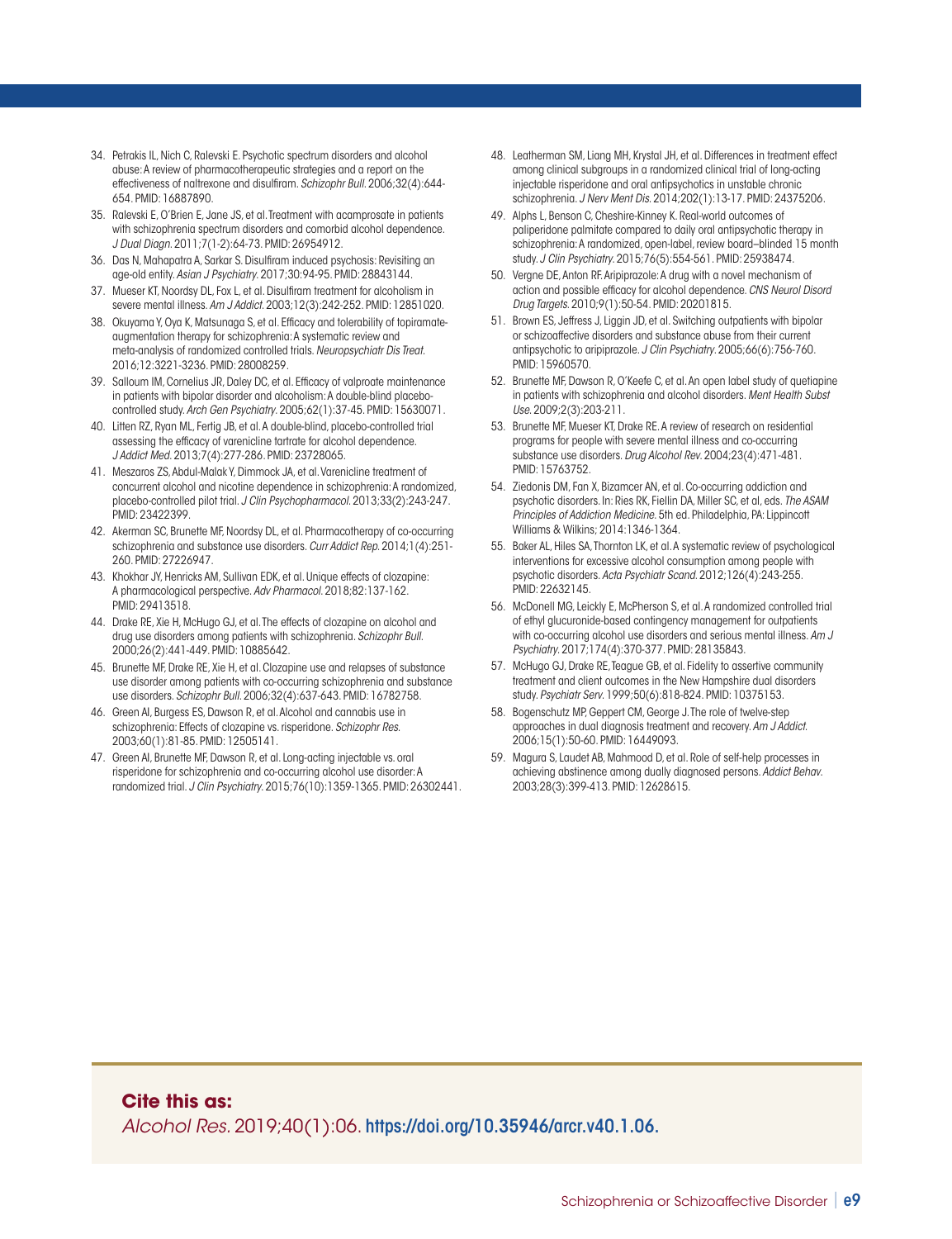34. Petrakis IL, Nich C, Ralevski E. Psychotic spectrum disorders and alcohol abuse: A review of pharmacotherapeutic strategies and a report on the effectiveness of naltrexone and disulfiram. *Schizophr Bull.* 2006;32(4):644-654. PMID: 16887890.
35. Ralevski E, O'Brien E, Jane JS, et al. Treatment with acamprosate in patients with schizophrenia spectrum disorders and comorbid alcohol dependence. *J Dual Diagn.* 2011;7(1-2):64-73. PMID: 26954912.
36. Das N, Mahapatra A, Sarkar S. Disulfiram induced psychosis: Revisiting an age-old entity. *Asian J Psychiatry.* 2017;30:94-95. PMID: 28843144.
37. Mueser KT, Noordsy DL, Fox L, et al. Disulfiram treatment for alcoholism in severe mental illness. *Am J Addict.* 2003;12(3):242-252. PMID: 12851020.
38. Okuyama Y, Oya K, Matsunaga S, et al. Efficacy and tolerability of topiramate-augmentation therapy for schizophrenia: A systematic review and meta-analysis of randomized controlled trials. *Neuropsychiatr Dis Treat.* 2016;12:3221-3236. PMID: 28008259.
39. Salloum IM, Cornelius JR, Daley DC, et al. Efficacy of valproate maintenance in patients with bipolar disorder and alcoholism: A double-blind placebo-controlled study. *Arch Gen Psychiatry.* 2005;62(1):37-45. PMID: 15630071.
40. Litten RZ, Ryan ML, Fertig JB, et al. A double-blind, placebo-controlled trial assessing the efficacy of varenicline tartrate for alcohol dependence. *J Addict Med.* 2013;7(4):277-286. PMID: 23728065.
41. Meszaros ZS, Abdul-Malak Y, Dimmock JA, et al. Varenicline treatment of concurrent alcohol and nicotine dependence in schizophrenia: A randomized, placebo-controlled pilot trial. *J Clin Psychopharmacol.* 2013;33(2):243-247. PMID: 23422399.
42. Akerman SC, Brunette MF, Noordsy DL, et al. Pharmacotherapy of co-occurring schizophrenia and substance use disorders. *Curr Addict Rep.* 2014;1(4):251-260. PMID: 27226947.
43. Khokhar JY, Henricks AM, Sullivan EDK, et al. Unique effects of clozapine: A pharmacological perspective. *Adv Pharmacol.* 2018;82:137-162. PMID: 29413518.
44. Drake RE, Xie H, McHugo GJ, et al. The effects of clozapine on alcohol and drug use disorders among patients with schizophrenia. *Schizophr Bull.* 2000;26(2):441-449. PMID: 10885642.
45. Brunette MF, Drake RE, Xie H, et al. Clozapine use and relapses of substance use disorder among patients with co-occurring schizophrenia and substance use disorders. *Schizophr Bull.* 2006;32(4):637-643. PMID: 16782758.
46. Green AI, Burgess ES, Dawson R, et al. Alcohol and cannabis use in schizophrenia: Effects of clozapine vs. risperidone. *Schizophr Res.* 2003;60(1):81-85. PMID: 12505141.
47. Green AI, Brunette MF, Dawson R, et al. Long-acting injectable vs. oral risperidone for schizophrenia and co-occurring alcohol use disorder: A randomized trial. *J Clin Psychiatry.* 2015;76(10):1359-1365. PMID: 26302441.
48. Leatherman SM, Liang MH, Krystal JH, et al. Differences in treatment effect among clinical subgroups in a randomized clinical trial of long-acting injectable risperidone and oral antipsychotics in unstable chronic schizophrenia. *J Nerv Ment Dis.* 2014;202(1):13-17. PMID: 24375206.
49. Alphs L, Benson C, Cheshire-Kinney K. Real-world outcomes of paliperidone palmitate compared to daily oral antipsychotic therapy in schizophrenia: A randomized, open-label, review board–blinded 15 month study. *J Clin Psychiatry.* 2015;76(5):554-561. PMID: 25938474.
50. Vergne DE, Anton RF. Aripiprazole: A drug with a novel mechanism of action and possible efficacy for alcohol dependence. *CNS Neurol Disord Drug Targets.* 2010;9(1):50-54. PMID: 20201815.
51. Brown ES, Jeffress J, Liggin JD, et al. Switching outpatients with bipolar or schizoaffective disorders and substance abuse from their current antipsychotic to aripiprazole. *J Clin Psychiatry.* 2005;66(6):756-760. PMID: 15960570.
52. Brunette MF, Dawson R, O'Keefe C, et al. An open label study of quetiapine in patients with schizophrenia and alcohol disorders. *Ment Health Subst Use.* 2009;2(3):203-211.
53. Brunette MF, Mueser KT, Drake RE. A review of research on residential programs for people with severe mental illness and co-occurring substance use disorders. *Drug Alcohol Rev.* 2004;23(4):471-481. PMID: 15763752.
54. Ziedonis DM, Fan X, Bizamcer AN, et al. Co-occurring addiction and psychotic disorders. In: Ries RK, Fiellin DA, Miller SC, et al, eds. *The ASAM Principles of Addiction Medicine.* 5th ed. Philadelphia, PA: Lippincott Williams & Wilkins; 2014:1346-1364.
55. Baker AL, Hiles SA, Thornton LK, et al. A systematic review of psychological interventions for excessive alcohol consumption among people with psychotic disorders. *Acta Psychiatr Scand.* 2012;126(4):243-255. PMID: 22632145.
56. McDonell MG, Leickly E, McPherson S, et al. A randomized controlled trial of ethyl glucuronide-based contingency management for outpatients with co-occurring alcohol use disorders and serious mental illness. *Am J Psychiatry.* 2017;174(4):370-377. PMID: 28135843.
57. McHugo GJ, Drake RE, Teague GB, et al. Fidelity to assertive community treatment and client outcomes in the New Hampshire dual disorders study. *Psychiatr Serv.* 1999;50(6):818-824. PMID: 10375153.
58. Bogenschutz MP, Geppert CM, George J. The role of twelve-step approaches in dual diagnosis treatment and recovery. *Am J Addict.* 2006;15(1):50-60. PMID: 16449093.
59. Magura S, Laudet AB, Mahmood D, et al. Role of self-help processes in achieving abstinence among dually diagnosed persons. *Addict Behav.* 2003;28(3):399-413. PMID: 12628615.

**Cite this as:**

*Alcohol Res.* 2019;40(1):06. https://doi.org/10.35946/arcr.v40.1.06.